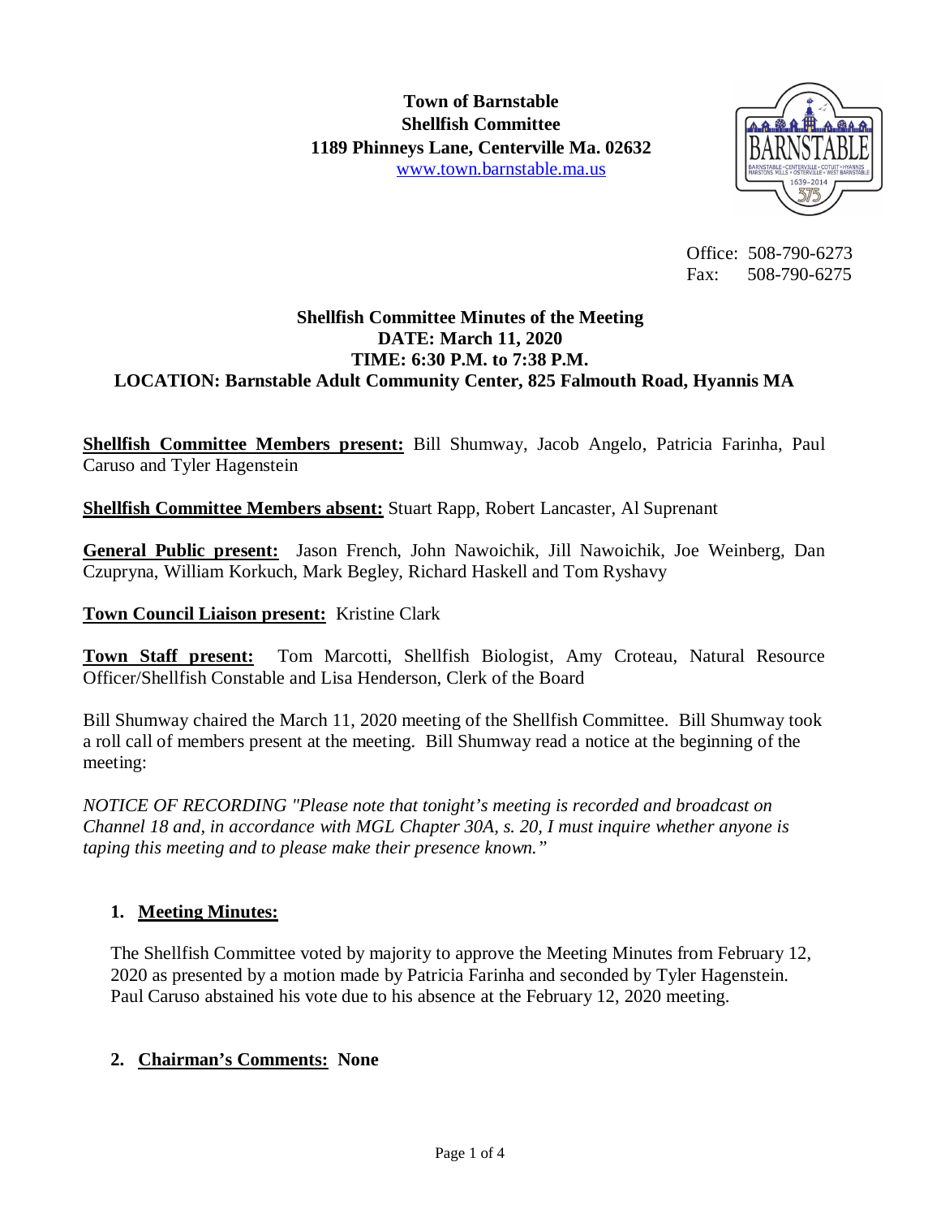**Town of Barnstable**
**Shellfish Committee**
**1189 Phinneys Lane, Centerville Ma. 02632**
www.town.barnstable.ma.us

Office: 508-790-6273
Fax: 508-790-6275

# Shellfish Committee Minutes of the Meeting
**DATE: March 11, 2020**
**TIME: 6:30 P.M. to 7:38 P.M.**
**LOCATION: Barnstable Adult Community Center, 825 Falmouth Road, Hyannis MA**

**Shellfish Committee Members present:** Bill Shumway, Jacob Angelo, Patricia Farinha, Paul Caruso and Tyler Hagenstein

**Shellfish Committee Members absent:** Stuart Rapp, Robert Lancaster, Al Suprenant

**General Public present:** Jason French, John Nawoichik, Jill Nawoichik, Joe Weinberg, Dan Czupryna, William Korkuch, Mark Begley, Richard Haskell and Tom Ryshavy

**Town Council Liaison present:** Kristine Clark

**Town Staff present:** Tom Marcotti, Shellfish Biologist, Amy Croteau, Natural Resource Officer/Shellfish Constable and Lisa Henderson, Clerk of the Board

Bill Shumway chaired the March 11, 2020 meeting of the Shellfish Committee. Bill Shumway took a roll call of members present at the meeting. Bill Shumway read a notice at the beginning of the meeting:

*NOTICE OF RECORDING "Please note that tonight's meeting is recorded and broadcast on Channel 18 and, in accordance with MGL Chapter 30A, s. 20, I must inquire whether anyone is taping this meeting and to please make their presence known."*

## 1. Meeting Minutes:

The Shellfish Committee voted by majority to approve the Meeting Minutes from February 12, 2020 as presented by a motion made by Patricia Farinha and seconded by Tyler Hagenstein. Paul Caruso abstained his vote due to his absence at the February 12, 2020 meeting.

## 2. Chairman's Comments: None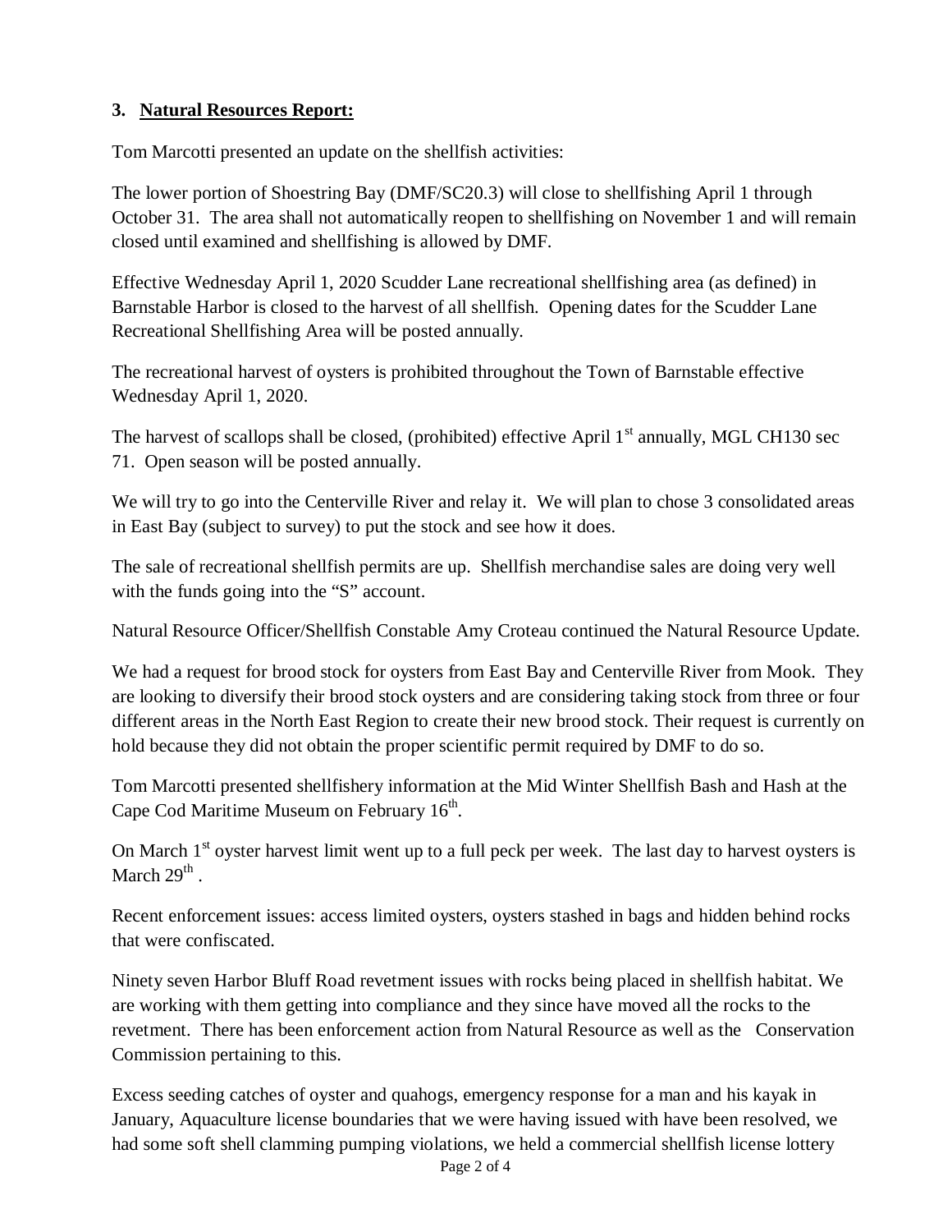**3. Natural Resources Report:**

Tom Marcotti presented an update on the shellfish activities:

The lower portion of Shoestring Bay (DMF/SC20.3) will close to shellfishing April 1 through October 31. The area shall not automatically reopen to shellfishing on November 1 and will remain closed until examined and shellfishing is allowed by DMF.

Effective Wednesday April 1, 2020 Scudder Lane recreational shellfishing area (as defined) in Barnstable Harbor is closed to the harvest of all shellfish. Opening dates for the Scudder Lane Recreational Shellfishing Area will be posted annually.

The recreational harvest of oysters is prohibited throughout the Town of Barnstable effective Wednesday April 1, 2020.

The harvest of scallops shall be closed, (prohibited) effective April 1st annually, MGL CH130 sec 71. Open season will be posted annually.

We will try to go into the Centerville River and relay it. We will plan to chose 3 consolidated areas in East Bay (subject to survey) to put the stock and see how it does.

The sale of recreational shellfish permits are up. Shellfish merchandise sales are doing very well with the funds going into the "S" account.

Natural Resource Officer/Shellfish Constable Amy Croteau continued the Natural Resource Update.

We had a request for brood stock for oysters from East Bay and Centerville River from Mook. They are looking to diversify their brood stock oysters and are considering taking stock from three or four different areas in the North East Region to create their new brood stock. Their request is currently on hold because they did not obtain the proper scientific permit required by DMF to do so.

Tom Marcotti presented shellfishery information at the Mid Winter Shellfish Bash and Hash at the Cape Cod Maritime Museum on February 16th.

On March 1st oyster harvest limit went up to a full peck per week. The last day to harvest oysters is March 29th .

Recent enforcement issues: access limited oysters, oysters stashed in bags and hidden behind rocks that were confiscated.

Ninety seven Harbor Bluff Road revetment issues with rocks being placed in shellfish habitat. We are working with them getting into compliance and they since have moved all the rocks to the revetment. There has been enforcement action from Natural Resource as well as the Conservation Commission pertaining to this.

Excess seeding catches of oyster and quahogs, emergency response for a man and his kayak in January, Aquaculture license boundaries that we were having issued with have been resolved, we had some soft shell clamming pumping violations, we held a commercial shellfish license lottery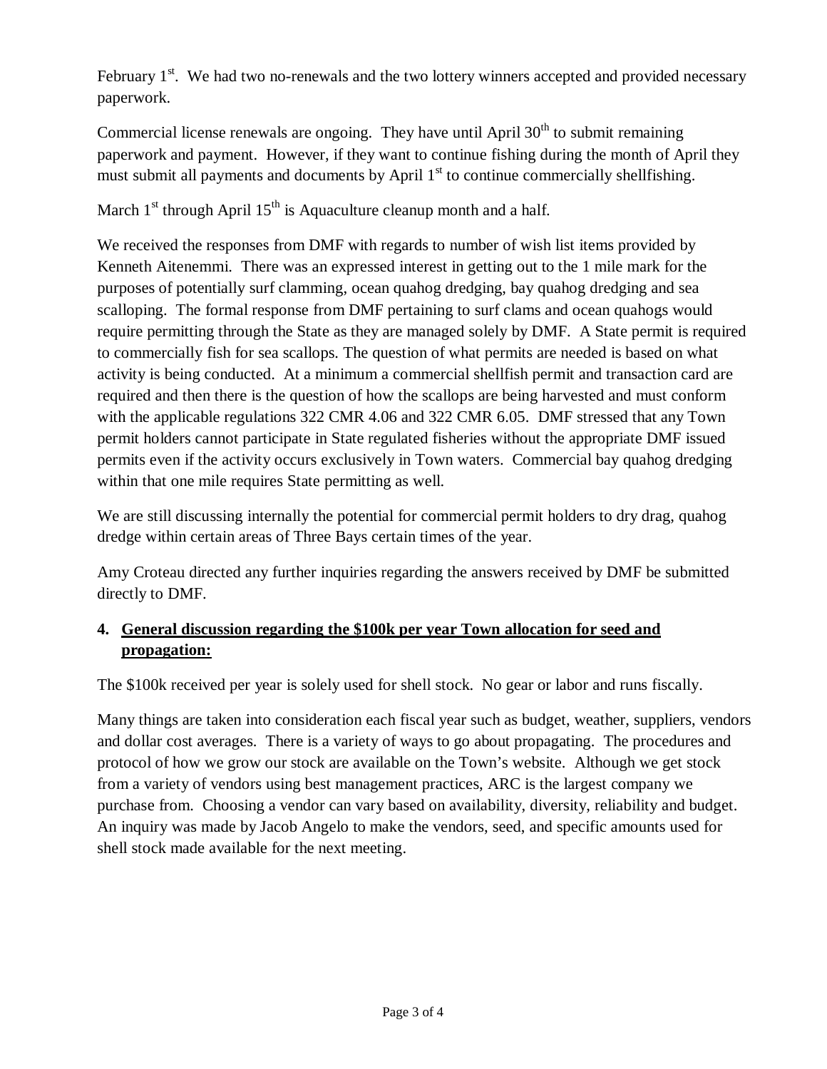February 1st. We had two no-renewals and the two lottery winners accepted and provided necessary paperwork.

Commercial license renewals are ongoing. They have until April 30th to submit remaining paperwork and payment. However, if they want to continue fishing during the month of April they must submit all payments and documents by April 1st to continue commercially shellfishing.

March 1st through April 15th is Aquaculture cleanup month and a half.

We received the responses from DMF with regards to number of wish list items provided by Kenneth Aitenemmi. There was an expressed interest in getting out to the 1 mile mark for the purposes of potentially surf clamming, ocean quahog dredging, bay quahog dredging and sea scalloping. The formal response from DMF pertaining to surf clams and ocean quahogs would require permitting through the State as they are managed solely by DMF. A State permit is required to commercially fish for sea scallops. The question of what permits are needed is based on what activity is being conducted. At a minimum a commercial shellfish permit and transaction card are required and then there is the question of how the scallops are being harvested and must conform with the applicable regulations 322 CMR 4.06 and 322 CMR 6.05. DMF stressed that any Town permit holders cannot participate in State regulated fisheries without the appropriate DMF issued permits even if the activity occurs exclusively in Town waters. Commercial bay quahog dredging within that one mile requires State permitting as well.

We are still discussing internally the potential for commercial permit holders to dry drag, quahog dredge within certain areas of Three Bays certain times of the year.

Amy Croteau directed any further inquiries regarding the answers received by DMF be submitted directly to DMF.

4. **General discussion regarding the $100k per year Town allocation for seed and propagation:**

The $100k received per year is solely used for shell stock. No gear or labor and runs fiscally.

Many things are taken into consideration each fiscal year such as budget, weather, suppliers, vendors and dollar cost averages. There is a variety of ways to go about propagating. The procedures and protocol of how we grow our stock are available on the Town's website. Although we get stock from a variety of vendors using best management practices, ARC is the largest company we purchase from. Choosing a vendor can vary based on availability, diversity, reliability and budget. An inquiry was made by Jacob Angelo to make the vendors, seed, and specific amounts used for shell stock made available for the next meeting.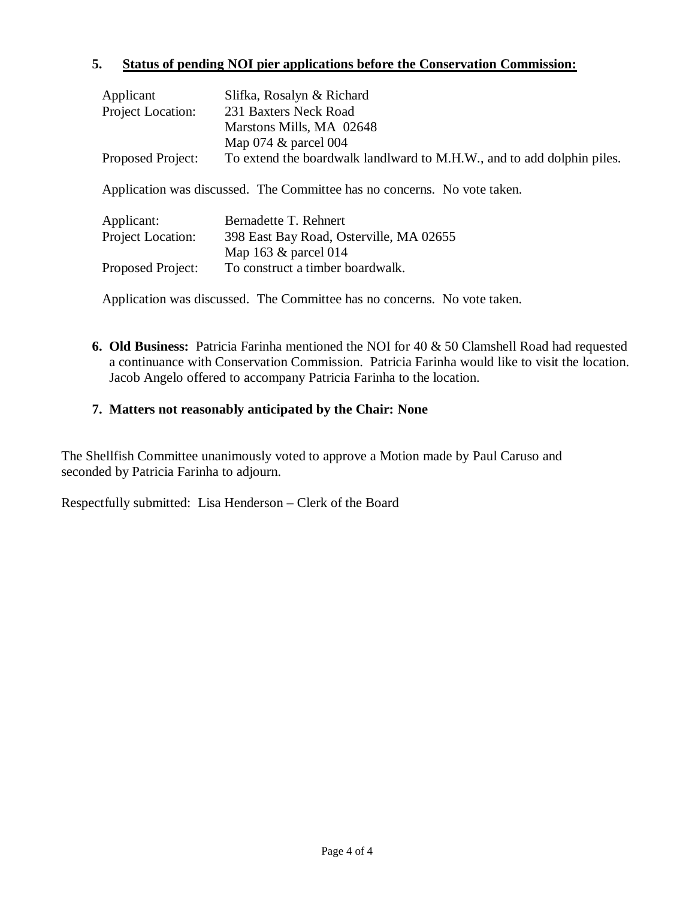5. **Status of pending NOI pier applications before the Conservation Commission:**

| | |
|---|---|
| Applicant | Slifka, Rosalyn & Richard |
| Project Location: | 231 Baxters Neck Road<br>Marstons Mills, MA 02648<br>Map 074 & parcel 004 |
| Proposed Project: | To extend the boardwalk landlward to M.H.W., and to add dolphin piles. |

Application was discussed. The Committee has no concerns. No vote taken.

| | |
|---|---|
| Applicant: | Bernadette T. Rehnert |
| Project Location: | 398 East Bay Road, Osterville, MA 02655<br>Map 163 & parcel 014 |
| Proposed Project: | To construct a timber boardwalk. |

Application was discussed. The Committee has no concerns. No vote taken.

6. **Old Business:** Patricia Farinha mentioned the NOI for 40 & 50 Clamshell Road had requested a continuance with Conservation Commission. Patricia Farinha would like to visit the location. Jacob Angelo offered to accompany Patricia Farinha to the location.

7. **Matters not reasonably anticipated by the Chair: None**

The Shellfish Committee unanimously voted to approve a Motion made by Paul Caruso and seconded by Patricia Farinha to adjourn.

Respectfully submitted: Lisa Henderson – Clerk of the Board